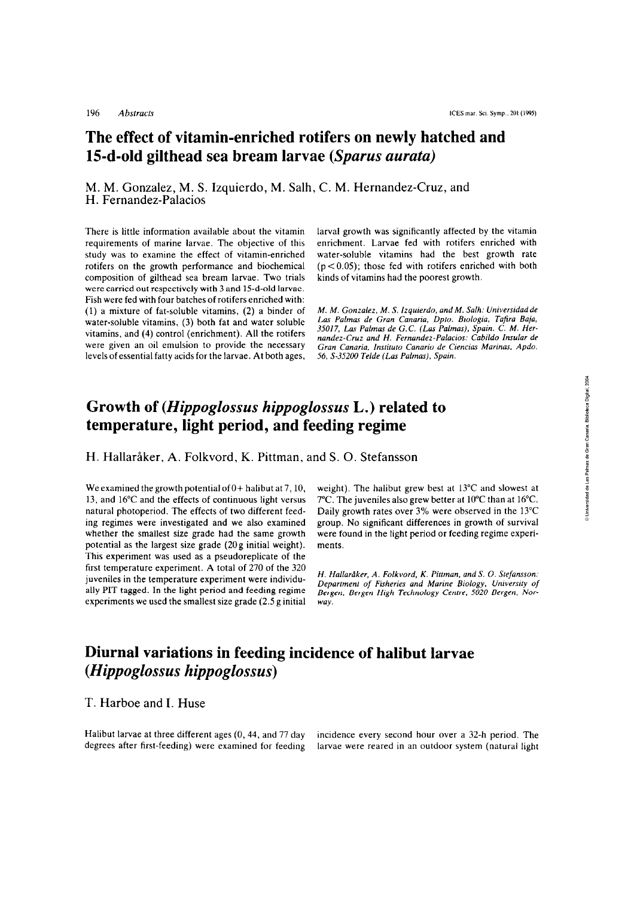# The effect of vitamin-enriched rotifers on newly hatched and 15-d-old gilthead sea bream larvae (*Sparus aurata*)

M. M. Gonzalez, M. S. Izquierdo, M. Salh, C. M. Hernandez-Cruz, and H. Fernandez-Palacios

There is little information available about the vitamin requirements of marine larvae. The objective of this study was to examine the effect of vitamin-enriched rotifers on the growth performance and biochemical composition of gilthead sea bream larvae. Two trials were carried out respectively with 3 and 15-d-old larvae. Fish were fed with four batches of rotifers enriched with: (1) a mixture of fat-soluble vitamins, (2) a binder of water-soluble vitamins, (3) both fat and water soluble vitamins, and (4) control (enrichment). All the rotifers were given an oil emulsion to provide the necessary levels of essential fatty acids for the larvae. At both ages, larval growth was significantly affected by the vitamin enrichment. Larvae fed with rotifers enriched with water-soluble vitamins had the best growth rate ($p < 0.05$); those fed with rotifers enriched with both kinds of vitamins had the poorest growth.

*M. M. Gonzalez, M. S. Izquierdo, and M. Salh: Universidad de Las Palmas de Gran Canaria, Dpto. Biologia, Tafira Baja, 35017, Las Palmas de G.C. (Las Palmas), Spain. C. M. Hernandez-Cruz and H. Fernandez-Palacios: Cabildo Insular de Gran Canaria, Instituto Canario de Ciencias Marinas, Apdo. 56, S-35200 Telde (Las Palmas), Spain.*

# Growth of (*Hippoglossus hippoglossus* L.) related to temperature, light period, and feeding regime

H. Hallaråker, A. Folkvord, K. Pittman, and S. O. Stefansson

We examined the growth potential of 0+ halibut at 7, 10, 13, and 16°C and the effects of continuous light versus natural photoperiod. The effects of two different feeding regimes were investigated and we also examined whether the smallest size grade had the same growth potential as the largest size grade (20 g initial weight). This experiment was used as a pseudoreplicate of the first temperature experiment. A total of 270 of the 320 juveniles in the temperature experiment were individually PIT tagged. In the light period and feeding regime experiments we used the smallest size grade (2.5 g initial weight). The halibut grew best at 13°C and slowest at 7°C. The juveniles also grew better at 10°C than at 16°C. Daily growth rates over 3% were observed in the 13°C group. No significant differences in growth of survival were found in the light period or feeding regime experiments.

*H. Hallaråker, A. Folkvord, K. Pittman, and S. O. Stefansson: Department of Fisheries and Marine Biology, University of Bergen, Bergen High Technology Centre, 5020 Bergen, Norway.*

# Diurnal variations in feeding incidence of halibut larvae (*Hippoglossus hippoglossus*)

T. Harboe and I. Huse

Halibut larvae at three different ages (0, 44, and 77 day degrees after first-feeding) were examined for feeding incidence every second hour over a 32-h period. The larvae were reared in an outdoor system (natural light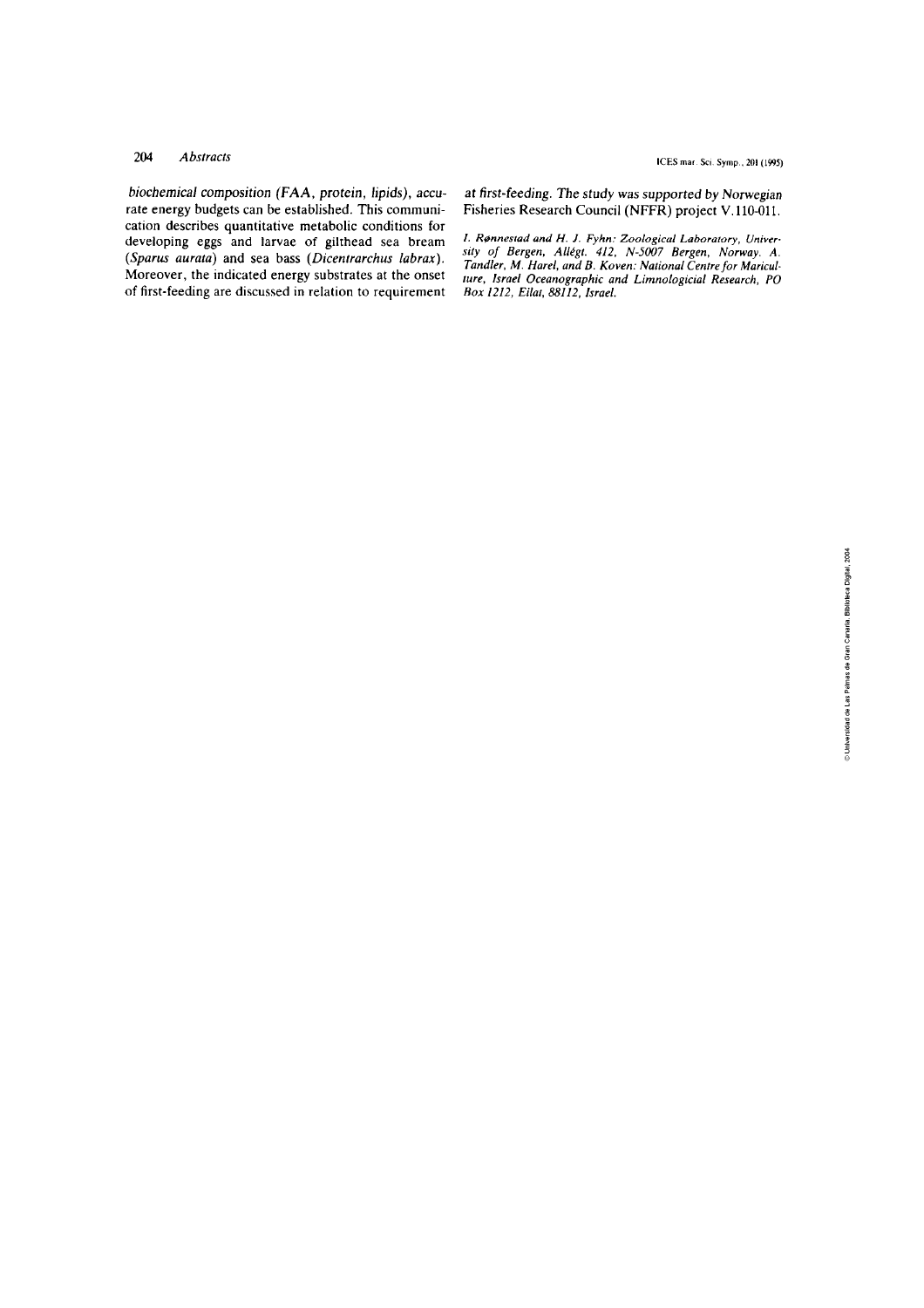biochemical composition (FAA, protein, lipids), accurate energy budgets can be established. This communication describes quantitative metabolic conditions for developing eggs and larvae of gilthead sea bream (*Sparus aurata*) and sea bass (*Dicentrarchus labrax*). Moreover, the indicated energy substrates at the onset of first-feeding are discussed in relation to requirement at first-feeding. The study was supported by Norwegian Fisheries Research Council (NFFR) project V.110-011.

*I. Rønnestad and H. J. Fyhn: Zoological Laboratory, University of Bergen, Allégt. 412, N-5007 Bergen, Norway. A. Tandler, M. Harel, and B. Koven: National Centre for Mariculture, Israel Oceanographic and Limnologicial Research, PO Box 1212, Eilat, 88112, Israel.*